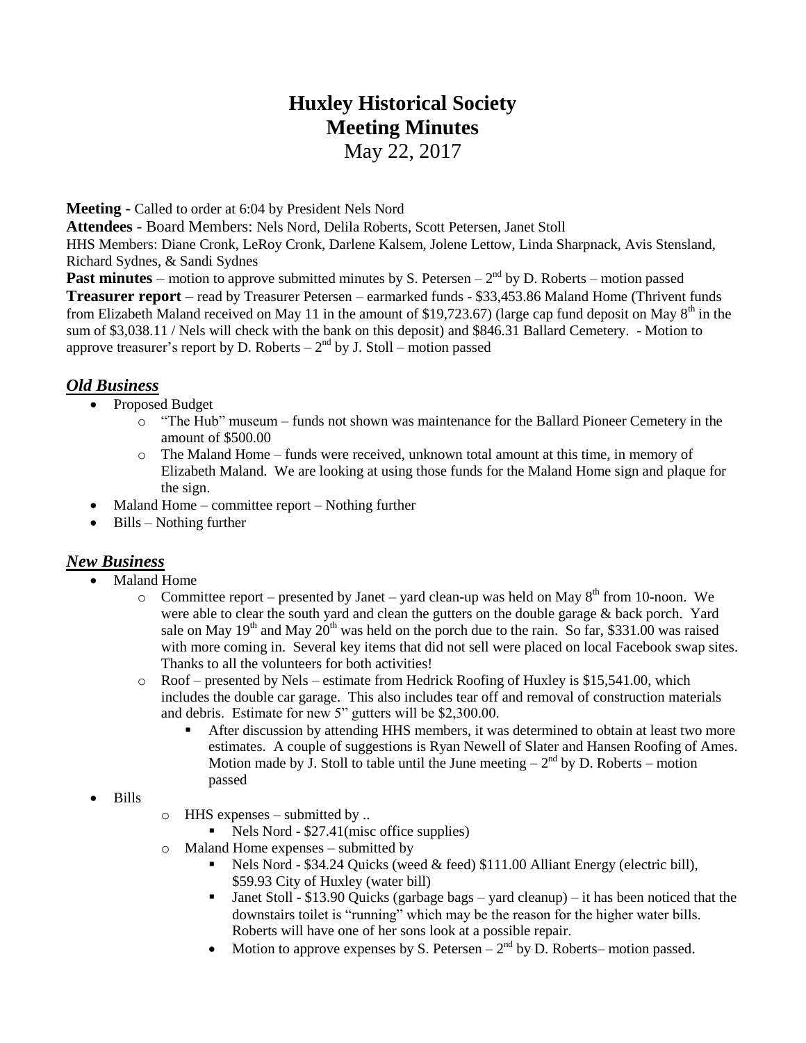# Huxley Historical Society
# Meeting Minutes
May 22, 2017

**Meeting** - Called to order at 6:04 by President Nels Nord

**Attendees** - Board Members: Nels Nord, Delila Roberts, Scott Petersen, Janet Stoll

HHS Members: Diane Cronk, LeRoy Cronk, Darlene Kalsem, Jolene Lettow, Linda Sharpnack, Avis Stensland, Richard Sydnes, & Sandi Sydnes

**Past minutes** – motion to approve submitted minutes by S. Petersen – 2nd by D. Roberts – motion passed

**Treasurer report** – read by Treasurer Petersen – earmarked funds - $33,453.86 Maland Home (Thrivent funds from Elizabeth Maland received on May 11 in the amount of $19,723.67) (large cap fund deposit on May 8th in the sum of $3,038.11 / Nels will check with the bank on this deposit) and $846.31 Ballard Cemetery. - Motion to approve treasurer's report by D. Roberts – 2nd by J. Stoll – motion passed

## *Old Business*

- Proposed Budget
  - "The Hub" museum – funds not shown was maintenance for the Ballard Pioneer Cemetery in the amount of $500.00
  - The Maland Home – funds were received, unknown total amount at this time, in memory of Elizabeth Maland. We are looking at using those funds for the Maland Home sign and plaque for the sign.
- Maland Home – committee report – Nothing further
- Bills – Nothing further

## *New Business*

- Maland Home
  - Committee report – presented by Janet – yard clean-up was held on May 8th from 10-noon. We were able to clear the south yard and clean the gutters on the double garage & back porch. Yard sale on May 19th and May 20th was held on the porch due to the rain. So far, $331.00 was raised with more coming in. Several key items that did not sell were placed on local Facebook swap sites. Thanks to all the volunteers for both activities!
  - Roof – presented by Nels – estimate from Hedrick Roofing of Huxley is $15,541.00, which includes the double car garage. This also includes tear off and removal of construction materials and debris. Estimate for new 5" gutters will be $2,300.00.
    - After discussion by attending HHS members, it was determined to obtain at least two more estimates. A couple of suggestions is Ryan Newell of Slater and Hansen Roofing of Ames. Motion made by J. Stoll to table until the June meeting – 2nd by D. Roberts – motion passed
- Bills
  - HHS expenses – submitted by ..
    - Nels Nord - $27.41(misc office supplies)
  - Maland Home expenses – submitted by
    - Nels Nord - $34.24 Quicks (weed & feed) $111.00 Alliant Energy (electric bill), $59.93 City of Huxley (water bill)
    - Janet Stoll - $13.90 Quicks (garbage bags – yard cleanup) – it has been noticed that the downstairs toilet is "running" which may be the reason for the higher water bills. Roberts will have one of her sons look at a possible repair.
    - Motion to approve expenses by S. Petersen – 2nd by D. Roberts– motion passed.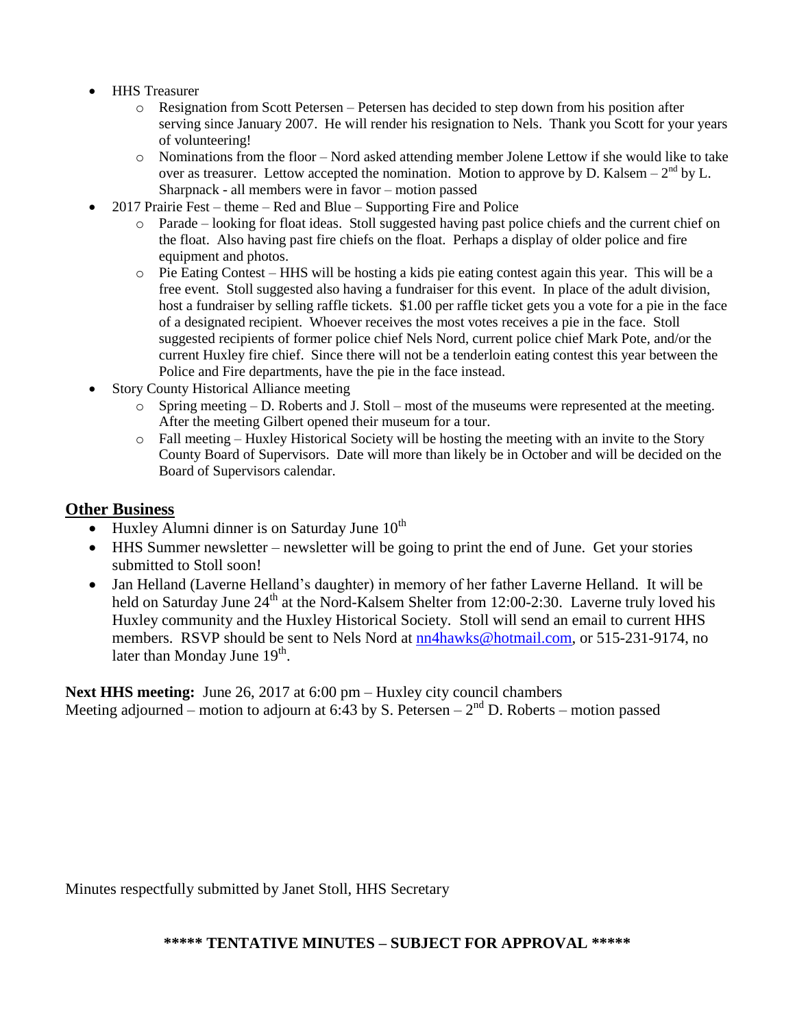- HHS Treasurer
  - Resignation from Scott Petersen – Petersen has decided to step down from his position after serving since January 2007. He will render his resignation to Nels. Thank you Scott for your years of volunteering!
  - Nominations from the floor – Nord asked attending member Jolene Lettow if she would like to take over as treasurer. Lettow accepted the nomination. Motion to approve by D. Kalsem – 2nd by L. Sharpnack - all members were in favor – motion passed
- 2017 Prairie Fest – theme – Red and Blue – Supporting Fire and Police
  - Parade – looking for float ideas. Stoll suggested having past police chiefs and the current chief on the float. Also having past fire chiefs on the float. Perhaps a display of older police and fire equipment and photos.
  - Pie Eating Contest – HHS will be hosting a kids pie eating contest again this year. This will be a free event. Stoll suggested also having a fundraiser for this event. In place of the adult division, host a fundraiser by selling raffle tickets. $1.00 per raffle ticket gets you a vote for a pie in the face of a designated recipient. Whoever receives the most votes receives a pie in the face. Stoll suggested recipients of former police chief Nels Nord, current police chief Mark Pote, and/or the current Huxley fire chief. Since there will not be a tenderloin eating contest this year between the Police and Fire departments, have the pie in the face instead.
- Story County Historical Alliance meeting
  - Spring meeting – D. Roberts and J. Stoll – most of the museums were represented at the meeting. After the meeting Gilbert opened their museum for a tour.
  - Fall meeting – Huxley Historical Society will be hosting the meeting with an invite to the Story County Board of Supervisors. Date will more than likely be in October and will be decided on the Board of Supervisors calendar.

## Other Business

- Huxley Alumni dinner is on Saturday June 10th
- HHS Summer newsletter – newsletter will be going to print the end of June. Get your stories submitted to Stoll soon!
- Jan Helland (Laverne Helland's daughter) in memory of her father Laverne Helland. It will be held on Saturday June 24th at the Nord-Kalsem Shelter from 12:00-2:30. Laverne truly loved his Huxley community and the Huxley Historical Society. Stoll will send an email to current HHS members. RSVP should be sent to Nels Nord at nn4hawks@hotmail.com, or 515-231-9174, no later than Monday June 19th.

**Next HHS meeting:** June 26, 2017 at 6:00 pm – Huxley city council chambers
Meeting adjourned – motion to adjourn at 6:43 by S. Petersen – 2nd D. Roberts – motion passed

Minutes respectfully submitted by Janet Stoll, HHS Secretary

**\*\*\*\*\* TENTATIVE MINUTES – SUBJECT FOR APPROVAL \*\*\*\*\***